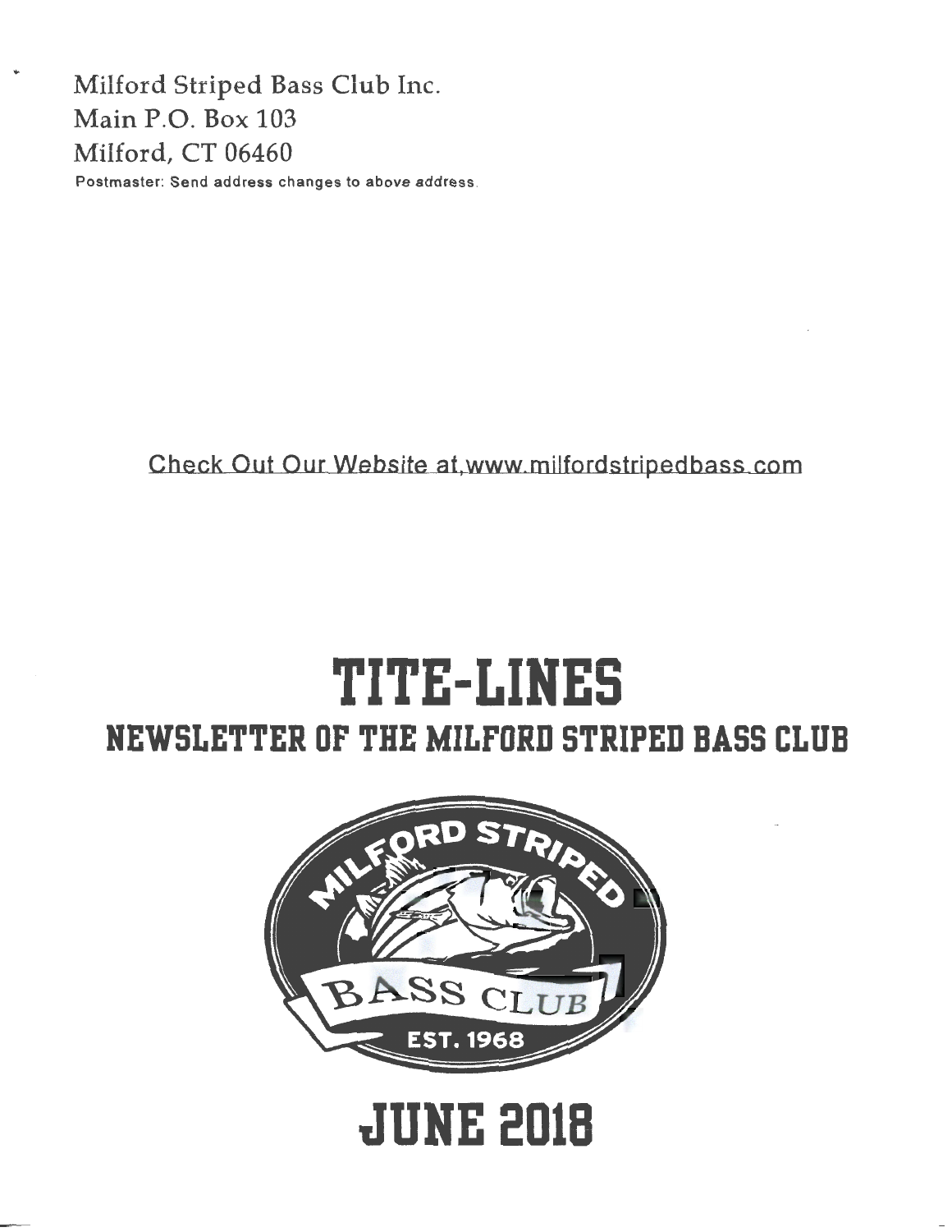Milford Striped Bass Club Inc.
Main P.O. Box 103
Milford, CT 06460

Postmaster: Send address changes to above address.

Check Out Our Website at www.milfordstripedbass.com

# TITE-LINES

## NEWSLETTER OF THE MILFORD STRIPED BASS CLUB

MILFORD STRIPED BASS CLUB EST. 1968

# JUNE 2018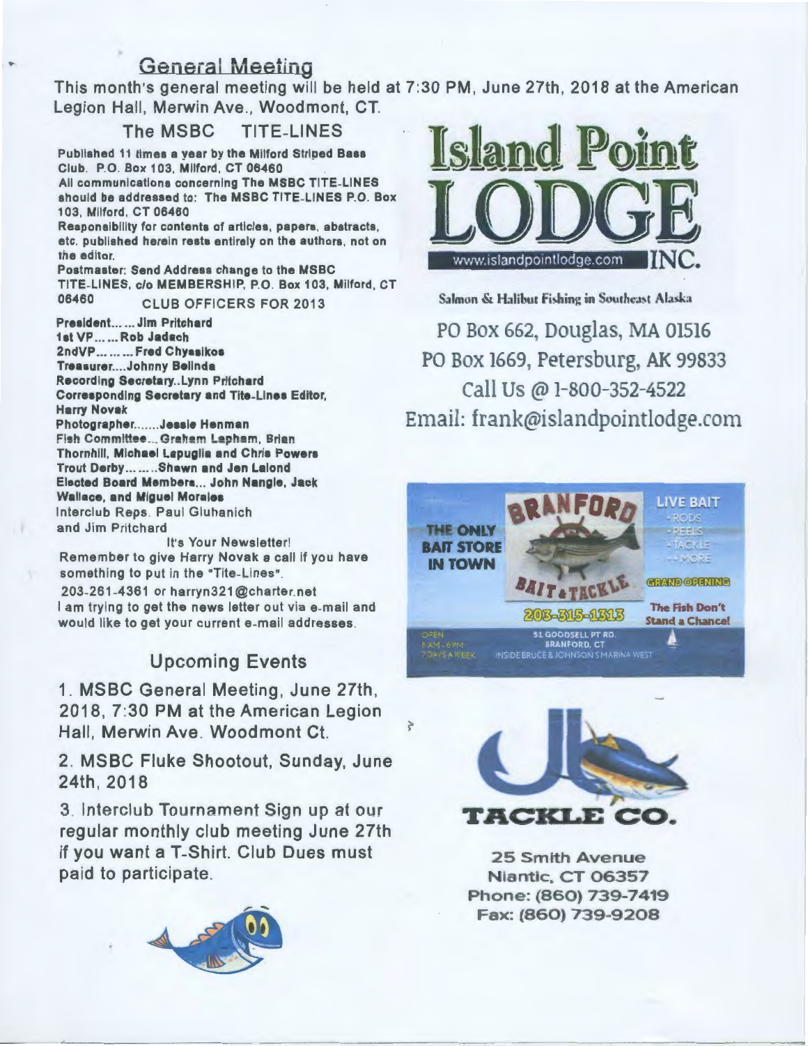## General Meeting

This month's general meeting will be held at 7:30 PM, June 27th, 2018 at the American Legion Hall, Merwin Ave., Woodmont, CT.

### The MSBC TITE-LINES

**Published 11 times a year by the Milford Striped Bass Club. P.O. Box 103, Milford, CT 06460**

**All communications concerning The MSBC TITE-LINES should be addressed to: The MSBC TITE-LINES P.O. Box 103, Milford, CT 06460**

**Responsibility for contents of articles, papers, abstracts, etc. published herein rests entirely on the authors, not on the editor.**

**Postmaster: Send Address change to the MSBC TITE-LINES, c/o MEMBERSHIP, P.O. Box 103, Milford, CT 06460**

### CLUB OFFICERS FOR 2013

**President...... Jim Pritchard**
**1st VP...... Rob Jadach**
**2ndVP......... Fred Chyssikos**
**Treasurer....Johnny Belinda**
**Recording Secretary..Lynn Pritchard**
**Corresponding Secretary and Tite-Lines Editor, Harry Novak**
**Photographer.......Jessie Henman**
**Fish Committee... Graham Lapham, Brian Thornhill, Michael Lepuglia and Chris Powers**
**Trout Derby........Shawn and Jen Lalond**
**Elected Board Members... John Nangle, Jack Wallace, and Miguel Morales**
Interclub Reps. Paul Gluhanich and Jim Pritchard

It's Your Newsletter!

Remember to give Harry Novak a call if you have something to put in the "Tite-Lines".

203-261-4361 or harryn321@charter.net

I am trying to get the news letter out via e-mail and would like to get your current e-mail addresses.

## Upcoming Events

1. MSBC General Meeting, June 27th, 2018, 7:30 PM at the American Legion Hall, Merwin Ave. Woodmont Ct.

2. MSBC Fluke Shootout, Sunday, June 24th, 2018

3. Interclub Tournament Sign up at our regular monthly club meeting June 27th if you want a T-Shirt. Club Dues must paid to participate.

---

**Island Point LODGE INC.**
www.islandpointlodge.com

Salmon & Halibut Fishing in Southeast Alaska

PO Box 662, Douglas, MA 01516
PO Box 1669, Petersburg, AK 99833
Call Us @ 1-800-352-4522
Email: frank@islandpointlodge.com

---

**BRANFORD BAIT & TACKLE**

THE ONLY BAIT STORE IN TOWN

LIVE BAIT
- RODS
- REELS
- TACKLE
- + MORE

GRAND OPENING

203-315-1313

The Fish Don't Stand a Chance!

OPEN 6 AM - 6 PM 7 DAYS A WEEK

51 GOODSELL PT RD. BRANFORD, CT
INSIDE BRUCE & JOHNSON'S MARINA WEST

---

**JB TACKLE CO.**

25 Smith Avenue
Niantic, CT 06357
Phone: (860) 739-7419
Fax: (860) 739-9208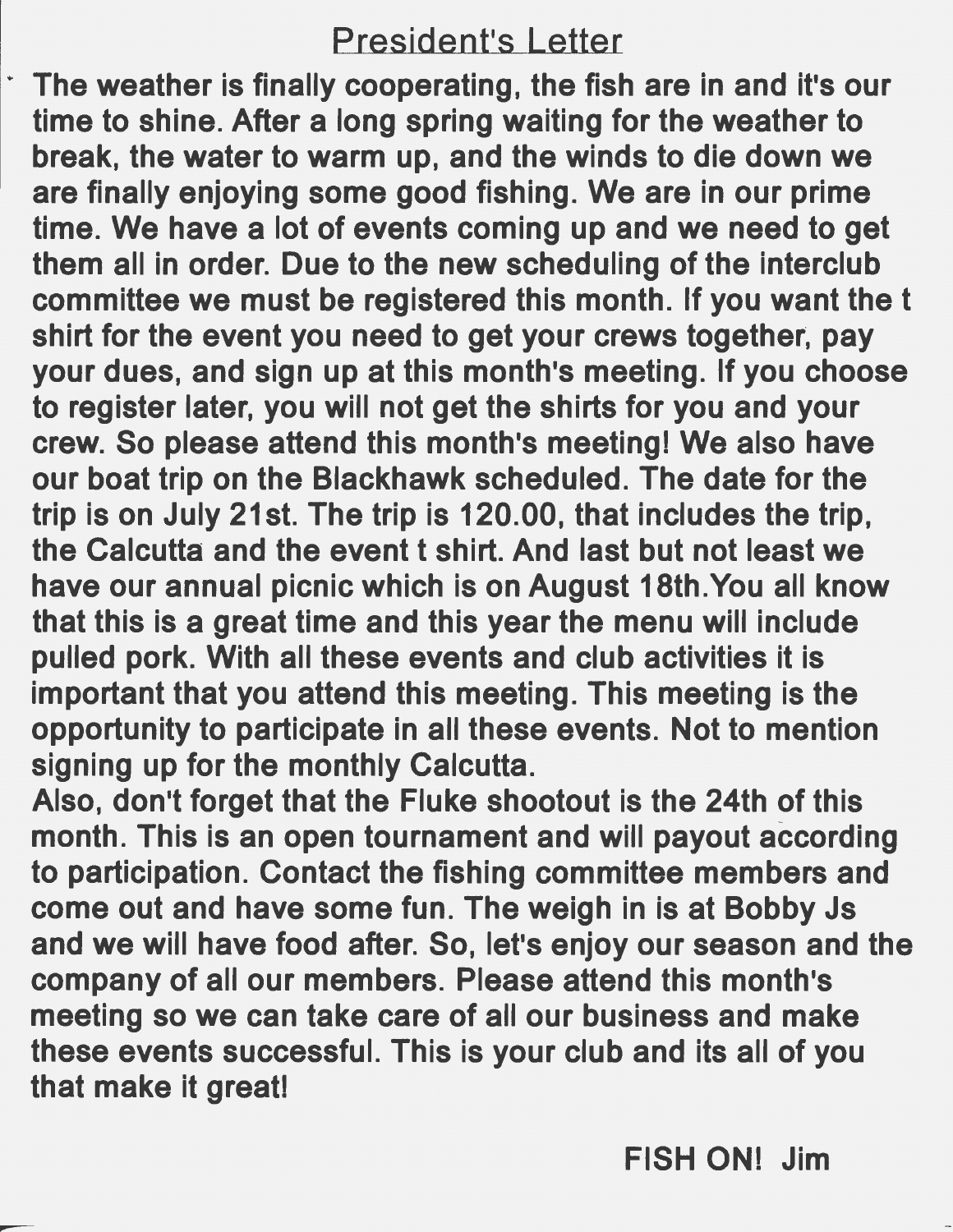# President's Letter

The weather is finally cooperating, the fish are in and it's our time to shine. After a long spring waiting for the weather to break, the water to warm up, and the winds to die down we are finally enjoying some good fishing. We are in our prime time. We have a lot of events coming up and we need to get them all in order. Due to the new scheduling of the interclub committee we must be registered this month. If you want the t shirt for the event you need to get your crews together, pay your dues, and sign up at this month's meeting. If you choose to register later, you will not get the shirts for you and your crew. So please attend this month's meeting! We also have our boat trip on the Blackhawk scheduled. The date for the trip is on July 21st. The trip is 120.00, that includes the trip, the Calcutta and the event t shirt. And last but not least we have our annual picnic which is on August 18th.You all know that this is a great time and this year the menu will include pulled pork. With all these events and club activities it is important that you attend this meeting. This meeting is the opportunity to participate in all these events. Not to mention signing up for the monthly Calcutta.

Also, don't forget that the Fluke shootout is the 24th of this month. This is an open tournament and will payout according to participation. Contact the fishing committee members and come out and have some fun. The weigh in is at Bobby Js and we will have food after. So, let's enjoy our season and the company of all our members. Please attend this month's meeting so we can take care of all our business and make these events successful. This is your club and its all of you that make it great!

FISH ON! Jim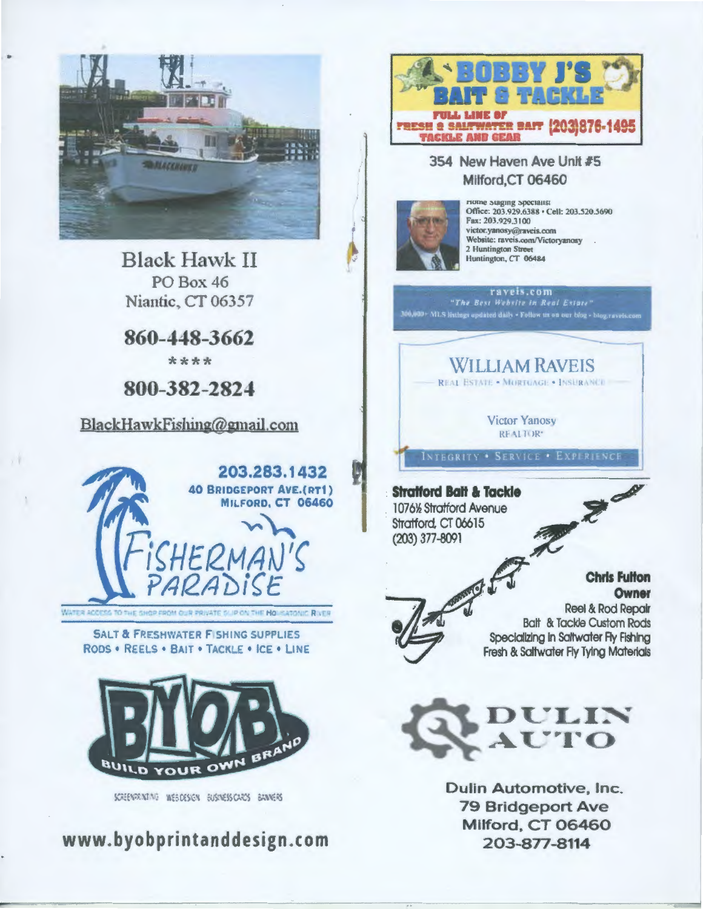## Black Hawk II

PO Box 46
Niantic, CT 06357

**860-448-3662**

****

**800-382-2824**

BlackHawkFishing@gmail.com

**203.283.1432**
**40 Bridgeport Ave.(RT1)**
**Milford, CT 06460**

## Fisherman's Paradise

Water access to the shop from our private slip on the Housatonic River

SALT & FRESHWATER FISHING SUPPLIES
RODS • REELS • BAIT • TACKLE • ICE • LINE

## BYOB
BUILD YOUR OWN BRAND

SCREENPRINTING WEB DESIGN BUSINESS CARDS BANNERS

**www.byobprintanddesign.com**

## BOBBY J'S BAIT & TACKLE

FULL LINE OF FRESH & SALTWATER BAIT TACKLE AND GEAR (203)876-1495

354 New Haven Ave Unit #5
Milford,CT 06460

Home Staging Specialist
Office: 203.929.6388 • Cell: 203.520.5690
Fax: 203.929.3100
victor.yanosy@raveis.com
Website: raveis.com/Victoryanosy
2 Huntington Street
Huntington, CT 06484

raveis.com
"The Best Website in Real Estate"
300,000+ MLS listings updated daily • Follow us on our blog • blog.raveis.com

## WILLIAM RAVEIS
REAL ESTATE • MORTGAGE • INSURANCE

Victor Yanosy
REALTOR®

INTEGRITY • SERVICE • EXPERIENCE

**Stratford Bait & Tackle**
1076½ Stratford Avenue
Stratford, CT 06615
(203) 377-8091

**Chris Fulton**
**Owner**
Reel & Rod Repair
Bait & Tackle Custom Rods
Specializing in Saltwater Fly Fishing
Fresh & Saltwater Fly Tying Materials

## DULIN AUTO

Dulin Automotive, Inc.
79 Bridgeport Ave
Milford, CT 06460
203-877-8114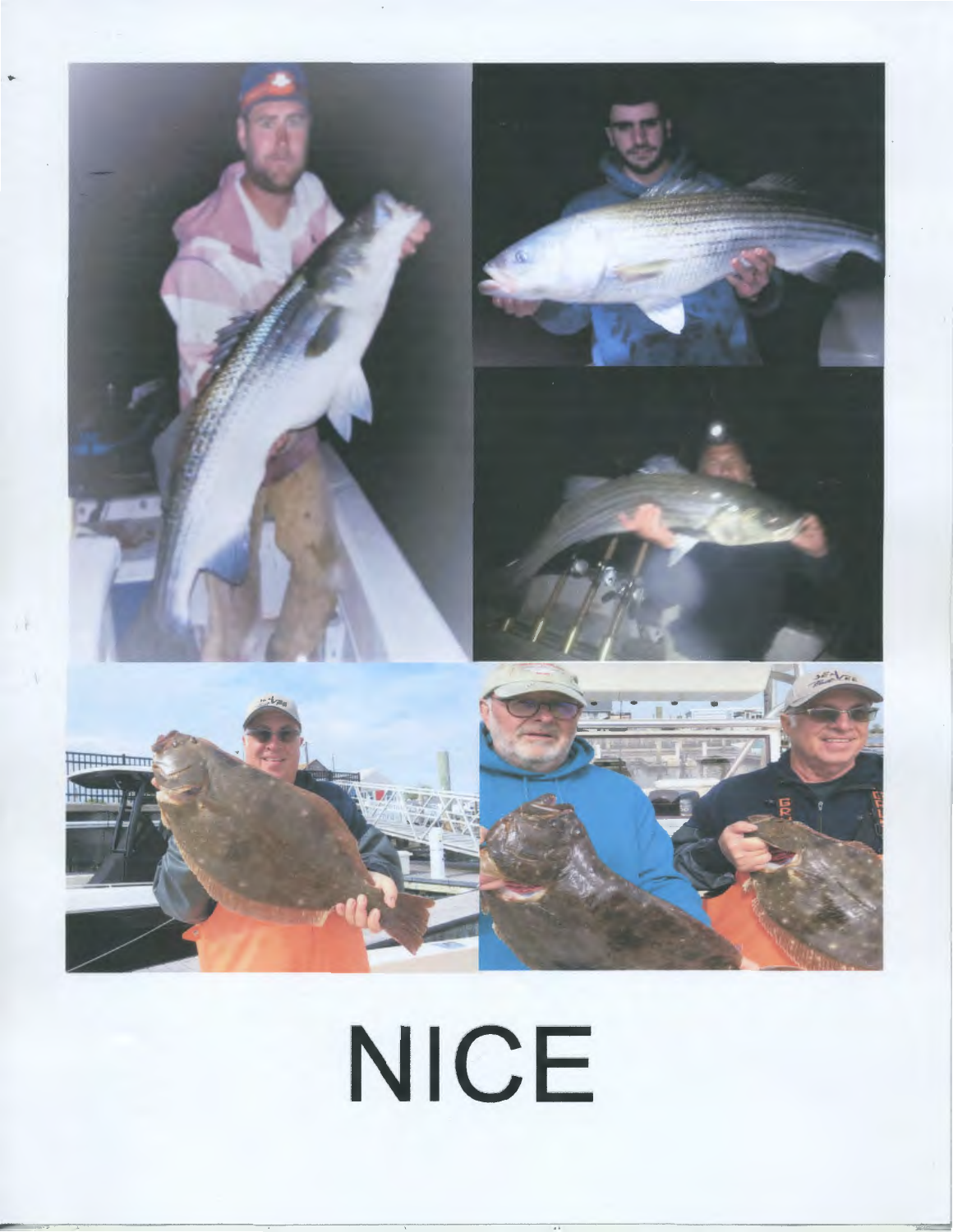# NICE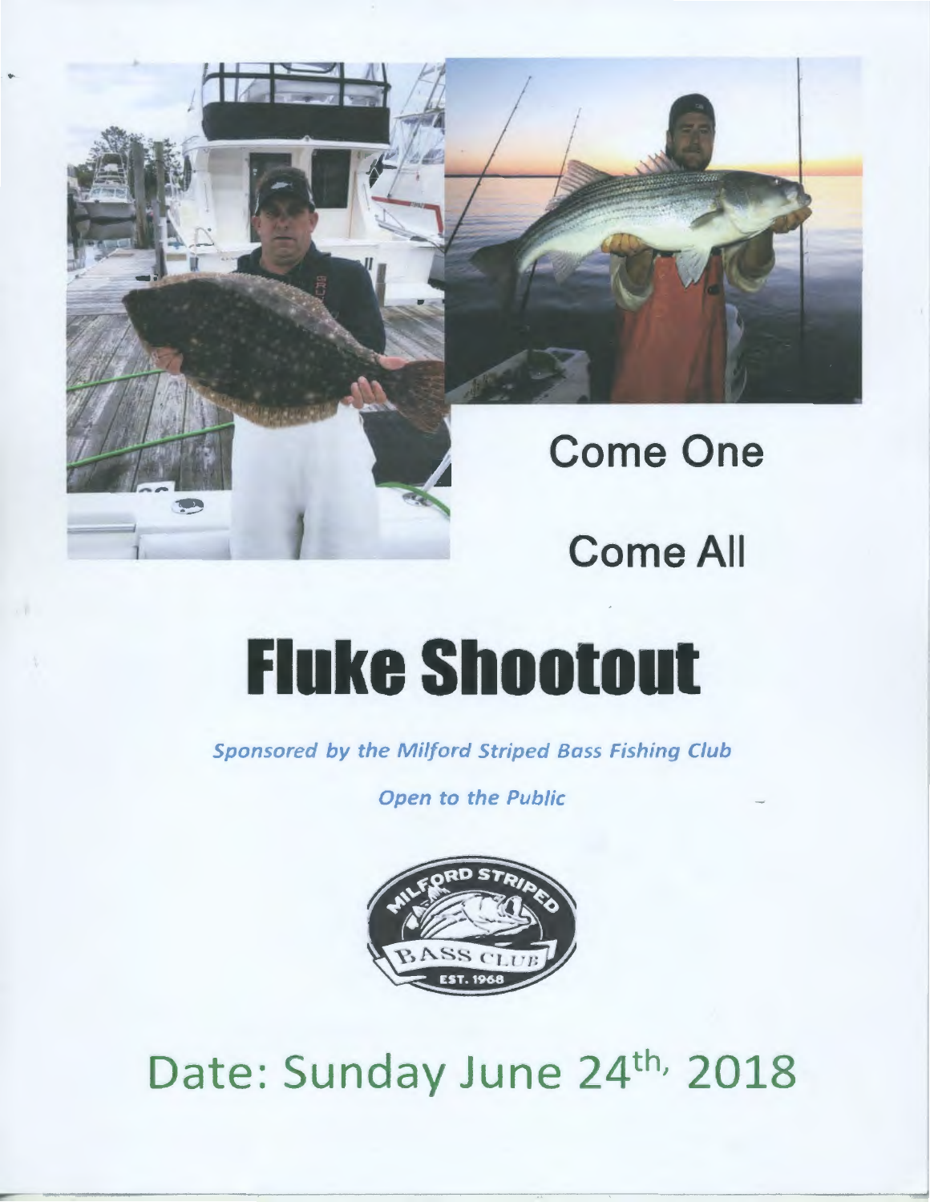Come One

Come All

# Fluke Shootout

*Sponsored by the Milford Striped Bass Fishing Club*

*Open to the Public*

Date: Sunday June 24th, 2018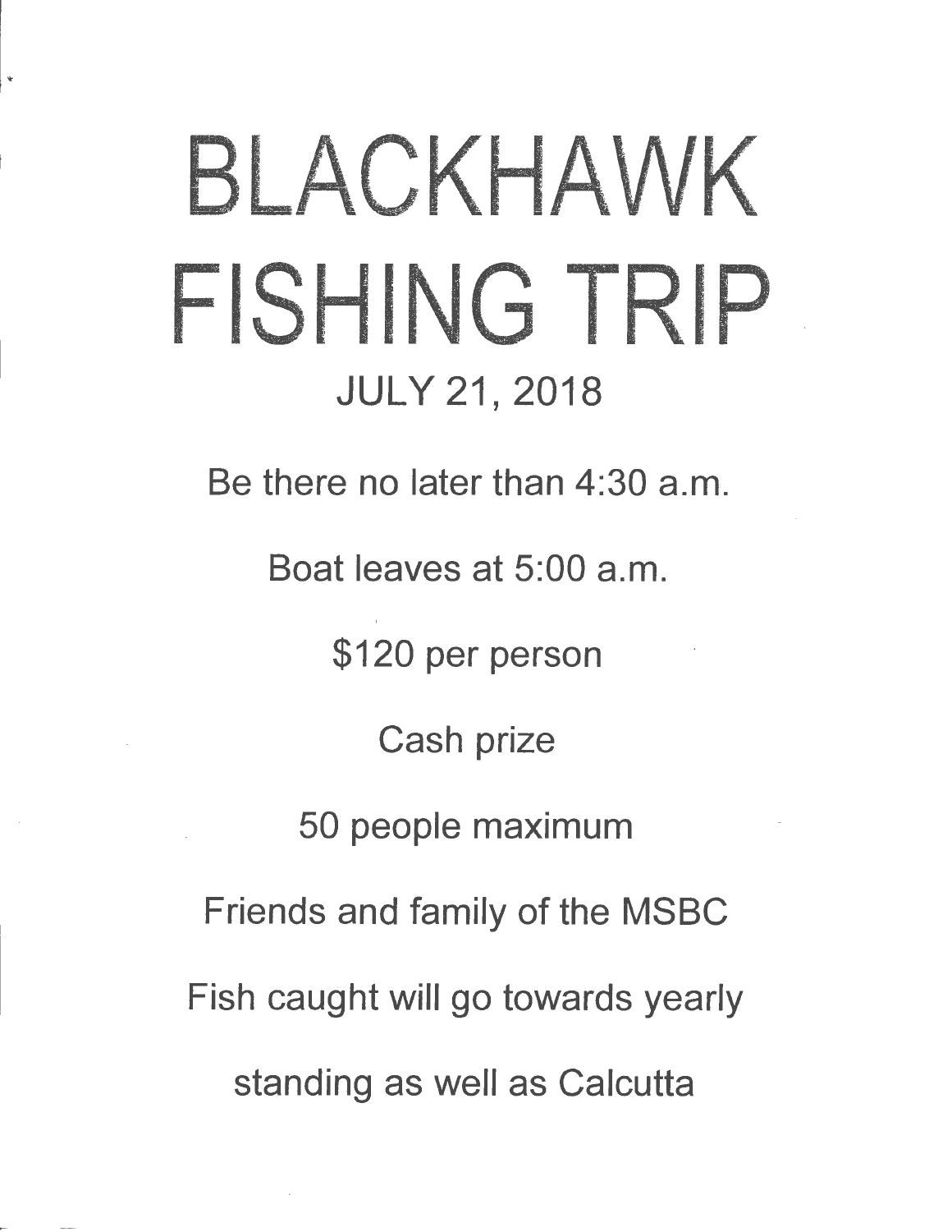# BLACKHAWK FISHING TRIP

## JULY 21, 2018

Be there no later than 4:30 a.m.

Boat leaves at 5:00 a.m.

$120 per person

Cash prize

50 people maximum

Friends and family of the MSBC

Fish caught will go towards yearly

standing as well as Calcutta